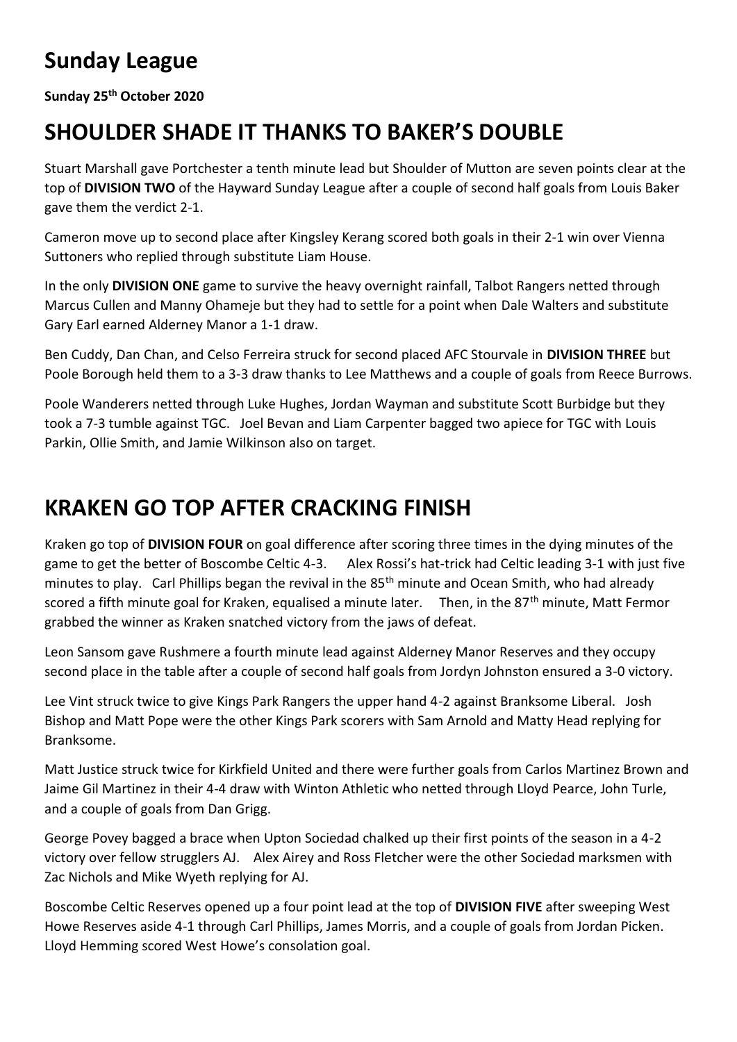# Sunday League

**Sunday 25th October 2020**

## SHOULDER SHADE IT THANKS TO BAKER'S DOUBLE

Stuart Marshall gave Portchester a tenth minute lead but Shoulder of Mutton are seven points clear at the top of **DIVISION TWO** of the Hayward Sunday League after a couple of second half goals from Louis Baker gave them the verdict 2-1.

Cameron move up to second place after Kingsley Kerang scored both goals in their 2-1 win over Vienna Suttoners who replied through substitute Liam House.

In the only **DIVISION ONE** game to survive the heavy overnight rainfall, Talbot Rangers netted through Marcus Cullen and Manny Ohameje but they had to settle for a point when Dale Walters and substitute Gary Earl earned Alderney Manor a 1-1 draw.

Ben Cuddy, Dan Chan, and Celso Ferreira struck for second placed AFC Stourvale in **DIVISION THREE** but Poole Borough held them to a 3-3 draw thanks to Lee Matthews and a couple of goals from Reece Burrows.

Poole Wanderers netted through Luke Hughes, Jordan Wayman and substitute Scott Burbidge but they took a 7-3 tumble against TGC. Joel Bevan and Liam Carpenter bagged two apiece for TGC with Louis Parkin, Ollie Smith, and Jamie Wilkinson also on target.

## KRAKEN GO TOP AFTER CRACKING FINISH

Kraken go top of **DIVISION FOUR** on goal difference after scoring three times in the dying minutes of the game to get the better of Boscombe Celtic 4-3. Alex Rossi's hat-trick had Celtic leading 3-1 with just five minutes to play. Carl Phillips began the revival in the 85th minute and Ocean Smith, who had already scored a fifth minute goal for Kraken, equalised a minute later. Then, in the 87th minute, Matt Fermor grabbed the winner as Kraken snatched victory from the jaws of defeat.

Leon Sansom gave Rushmere a fourth minute lead against Alderney Manor Reserves and they occupy second place in the table after a couple of second half goals from Jordyn Johnston ensured a 3-0 victory.

Lee Vint struck twice to give Kings Park Rangers the upper hand 4-2 against Branksome Liberal. Josh Bishop and Matt Pope were the other Kings Park scorers with Sam Arnold and Matty Head replying for Branksome.

Matt Justice struck twice for Kirkfield United and there were further goals from Carlos Martinez Brown and Jaime Gil Martinez in their 4-4 draw with Winton Athletic who netted through Lloyd Pearce, John Turle, and a couple of goals from Dan Grigg.

George Povey bagged a brace when Upton Sociedad chalked up their first points of the season in a 4-2 victory over fellow strugglers AJ. Alex Airey and Ross Fletcher were the other Sociedad marksmen with Zac Nichols and Mike Wyeth replying for AJ.

Boscombe Celtic Reserves opened up a four point lead at the top of **DIVISION FIVE** after sweeping West Howe Reserves aside 4-1 through Carl Phillips, James Morris, and a couple of goals from Jordan Picken. Lloyd Hemming scored West Howe's consolation goal.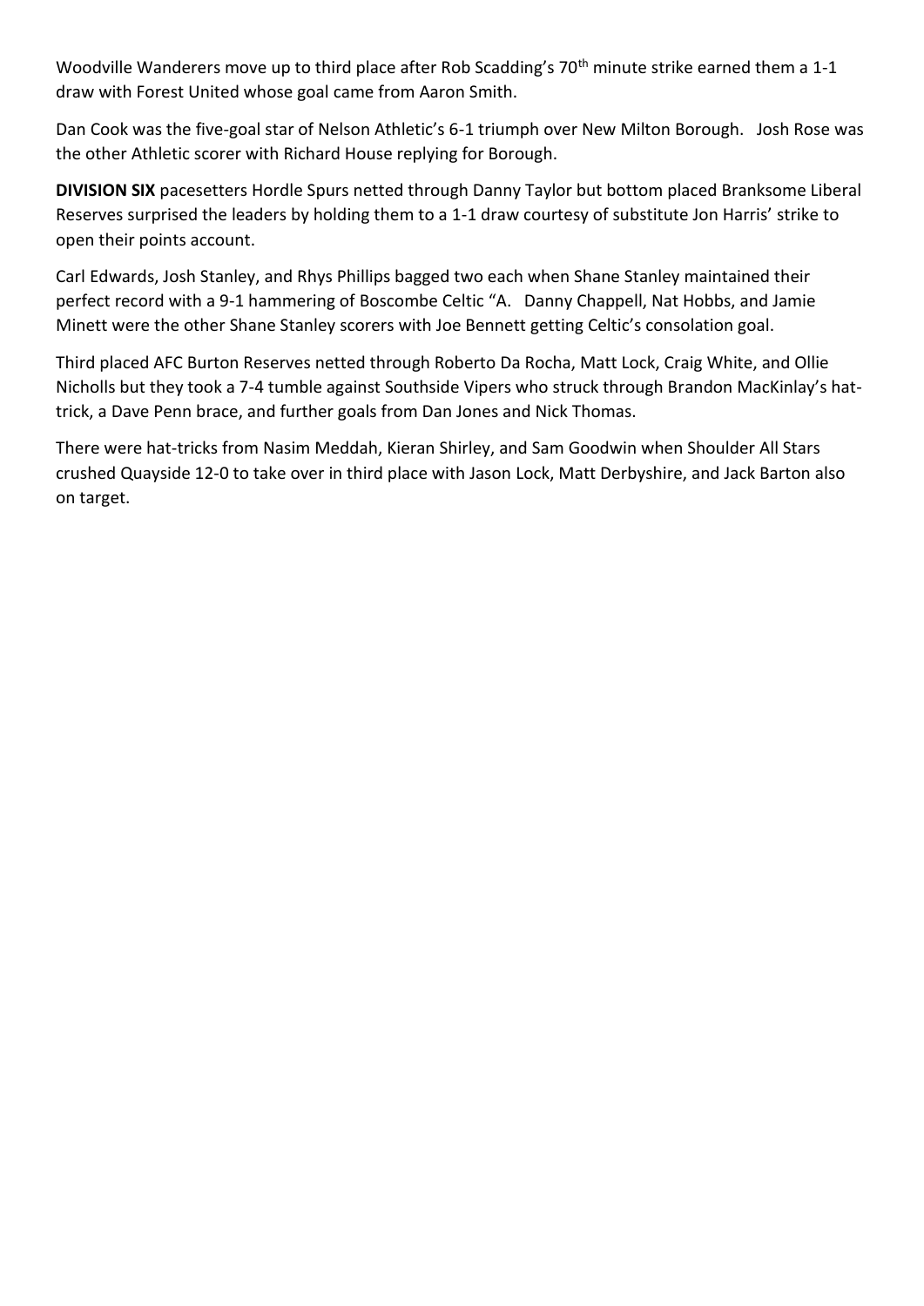Woodville Wanderers move up to third place after Rob Scadding's 70th minute strike earned them a 1-1 draw with Forest United whose goal came from Aaron Smith.

Dan Cook was the five-goal star of Nelson Athletic's 6-1 triumph over New Milton Borough. Josh Rose was the other Athletic scorer with Richard House replying for Borough.

**DIVISION SIX** pacesetters Hordle Spurs netted through Danny Taylor but bottom placed Branksome Liberal Reserves surprised the leaders by holding them to a 1-1 draw courtesy of substitute Jon Harris' strike to open their points account.

Carl Edwards, Josh Stanley, and Rhys Phillips bagged two each when Shane Stanley maintained their perfect record with a 9-1 hammering of Boscombe Celtic "A. Danny Chappell, Nat Hobbs, and Jamie Minett were the other Shane Stanley scorers with Joe Bennett getting Celtic's consolation goal.

Third placed AFC Burton Reserves netted through Roberto Da Rocha, Matt Lock, Craig White, and Ollie Nicholls but they took a 7-4 tumble against Southside Vipers who struck through Brandon MacKinlay's hat-trick, a Dave Penn brace, and further goals from Dan Jones and Nick Thomas.

There were hat-tricks from Nasim Meddah, Kieran Shirley, and Sam Goodwin when Shoulder All Stars crushed Quayside 12-0 to take over in third place with Jason Lock, Matt Derbyshire, and Jack Barton also on target.